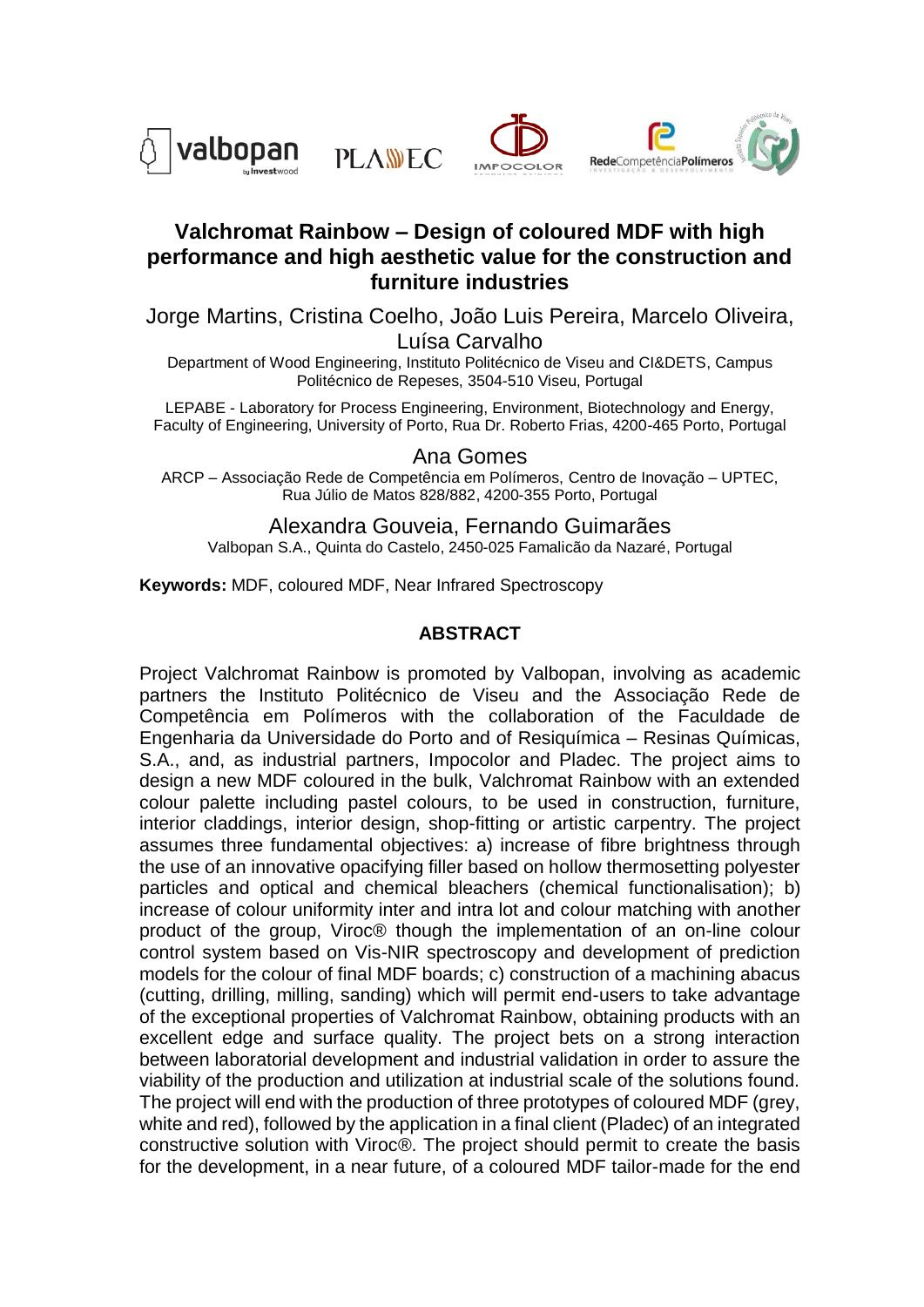# Valchromat Rainbow – Design of coloured MDF with high performance and high aesthetic value for the construction and furniture industries

Jorge Martins, Cristina Coelho, João Luis Pereira, Marcelo Oliveira, Luísa Carvalho

Department of Wood Engineering, Instituto Politécnico de Viseu and CI&DETS, Campus Politécnico de Repeses, 3504-510 Viseu, Portugal

LEPABE - Laboratory for Process Engineering, Environment, Biotechnology and Energy, Faculty of Engineering, University of Porto, Rua Dr. Roberto Frias, 4200-465 Porto, Portugal

Ana Gomes

ARCP – Associação Rede de Competência em Polímeros, Centro de Inovação – UPTEC, Rua Júlio de Matos 828/882, 4200-355 Porto, Portugal

Alexandra Gouveia, Fernando Guimarães

Valbopan S.A., Quinta do Castelo, 2450-025 Famalicão da Nazaré, Portugal

**Keywords:** MDF, coloured MDF, Near Infrared Spectroscopy

## ABSTRACT

Project Valchromat Rainbow is promoted by Valbopan, involving as academic partners the Instituto Politécnico de Viseu and the Associação Rede de Competência em Polímeros with the collaboration of the Faculdade de Engenharia da Universidade do Porto and of Resiquímica – Resinas Químicas, S.A., and, as industrial partners, Impocolor and Pladec. The project aims to design a new MDF coloured in the bulk, Valchromat Rainbow with an extended colour palette including pastel colours, to be used in construction, furniture, interior claddings, interior design, shop-fitting or artistic carpentry. The project assumes three fundamental objectives: a) increase of fibre brightness through the use of an innovative opacifying filler based on hollow thermosetting polyester particles and optical and chemical bleachers (chemical functionalisation); b) increase of colour uniformity inter and intra lot and colour matching with another product of the group, Viroc® though the implementation of an on-line colour control system based on Vis-NIR spectroscopy and development of prediction models for the colour of final MDF boards; c) construction of a machining abacus (cutting, drilling, milling, sanding) which will permit end-users to take advantage of the exceptional properties of Valchromat Rainbow, obtaining products with an excellent edge and surface quality. The project bets on a strong interaction between laboratorial development and industrial validation in order to assure the viability of the production and utilization at industrial scale of the solutions found. The project will end with the production of three prototypes of coloured MDF (grey, white and red), followed by the application in a final client (Pladec) of an integrated constructive solution with Viroc®. The project should permit to create the basis for the development, in a near future, of a coloured MDF tailor-made for the end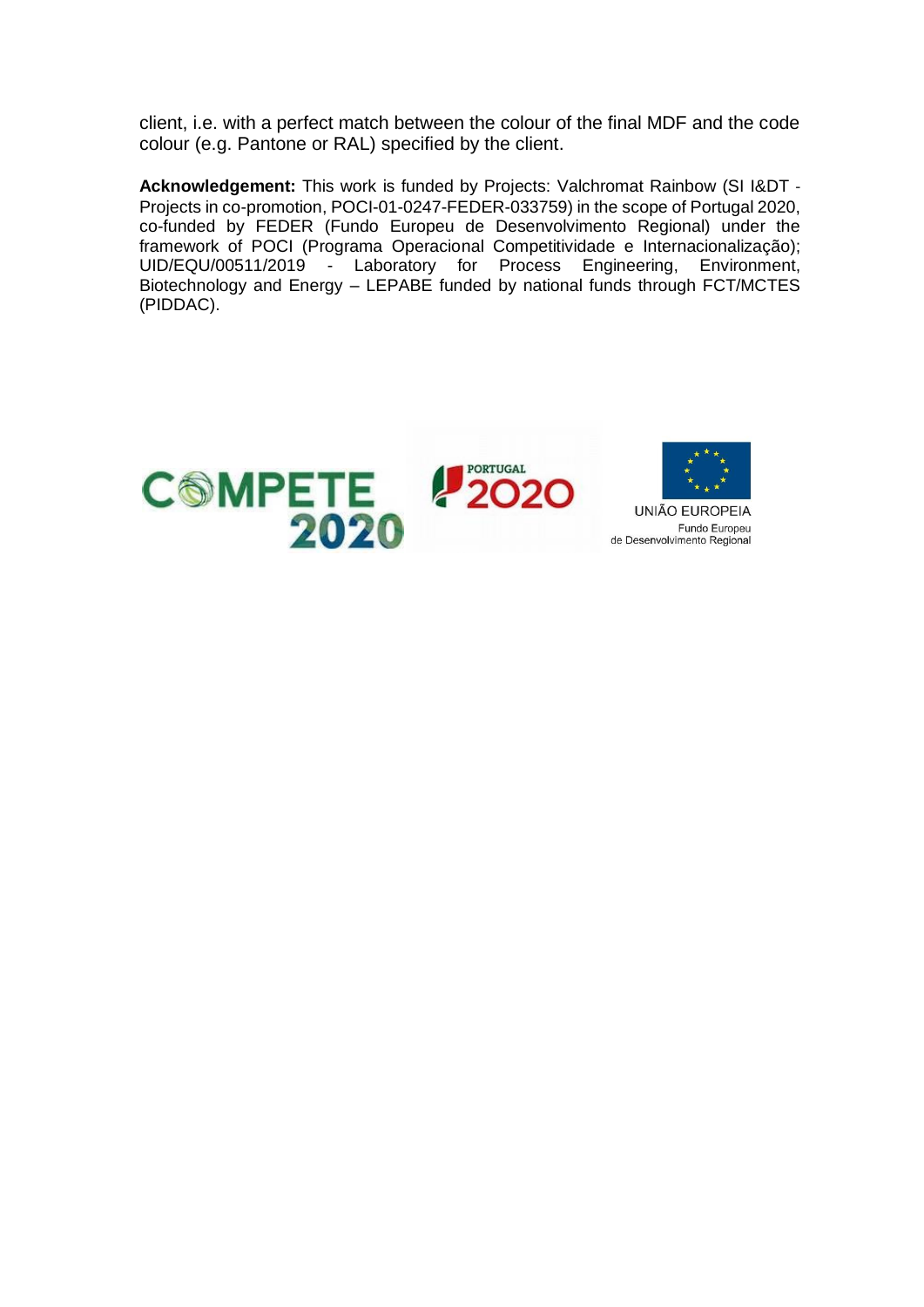client, i.e. with a perfect match between the colour of the final MDF and the code colour (e.g. Pantone or RAL) specified by the client.

**Acknowledgement:** This work is funded by Projects: Valchromat Rainbow (SI I&DT - Projects in co-promotion, POCI-01-0247-FEDER-033759) in the scope of Portugal 2020, co-funded by FEDER (Fundo Europeu de Desenvolvimento Regional) under the framework of POCI (Programa Operacional Competitividade e Internacionalização); UID/EQU/00511/2019 - Laboratory for Process Engineering, Environment, Biotechnology and Energy – LEPABE funded by national funds through FCT/MCTES (PIDDAC).

COMPETE 2020

PORTUGAL 2020

UNIÃO EUROPEIA
Fundo Europeu
de Desenvolvimento Regional